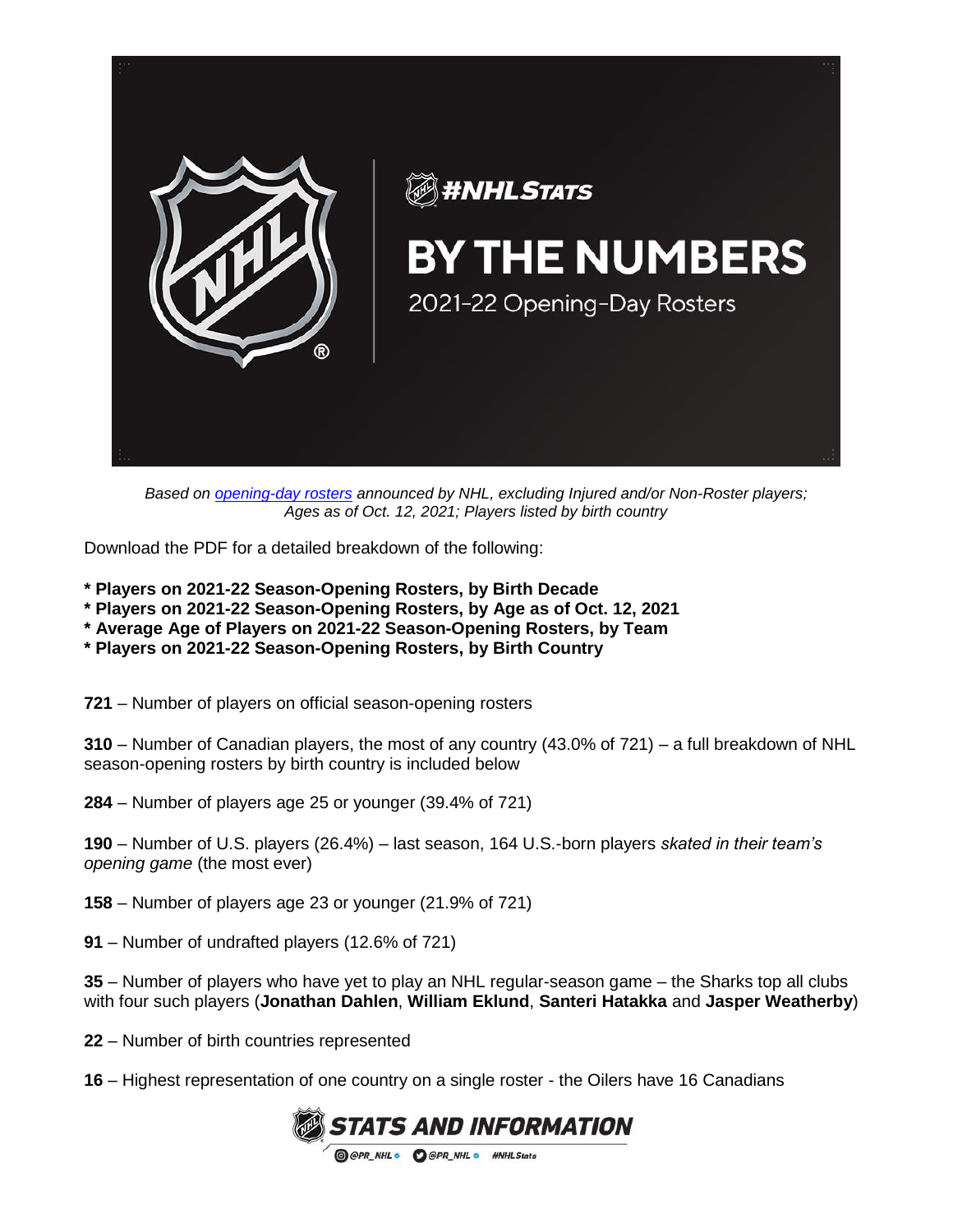#NHLStats

# BY THE NUMBERS

## 2021-22 Opening-Day Rosters

*Based on [opening-day rosters](opening-day rosters) announced by NHL, excluding Injured and/or Non-Roster players; Ages as of Oct. 12, 2021; Players listed by birth country*

Download the PDF for a detailed breakdown of the following:

**\* Players on 2021-22 Season-Opening Rosters, by Birth Decade**
**\* Players on 2021-22 Season-Opening Rosters, by Age as of Oct. 12, 2021**
**\* Average Age of Players on 2021-22 Season-Opening Rosters, by Team**
**\* Players on 2021-22 Season-Opening Rosters, by Birth Country**

**721** – Number of players on official season-opening rosters

**310** – Number of Canadian players, the most of any country (43.0% of 721) – a full breakdown of NHL season-opening rosters by birth country is included below

**284** – Number of players age 25 or younger (39.4% of 721)

**190** – Number of U.S. players (26.4%) – last season, 164 U.S.-born players *skated in their team's opening game* (the most ever)

**158** – Number of players age 23 or younger (21.9% of 721)

**91** – Number of undrafted players (12.6% of 721)

**35** – Number of players who have yet to play an NHL regular-season game – the Sharks top all clubs with four such players (**Jonathan Dahlen**, **William Eklund**, **Santeri Hatakka** and **Jasper Weatherby**)

**22** – Number of birth countries represented

**16** – Highest representation of one country on a single roster - the Oilers have 16 Canadians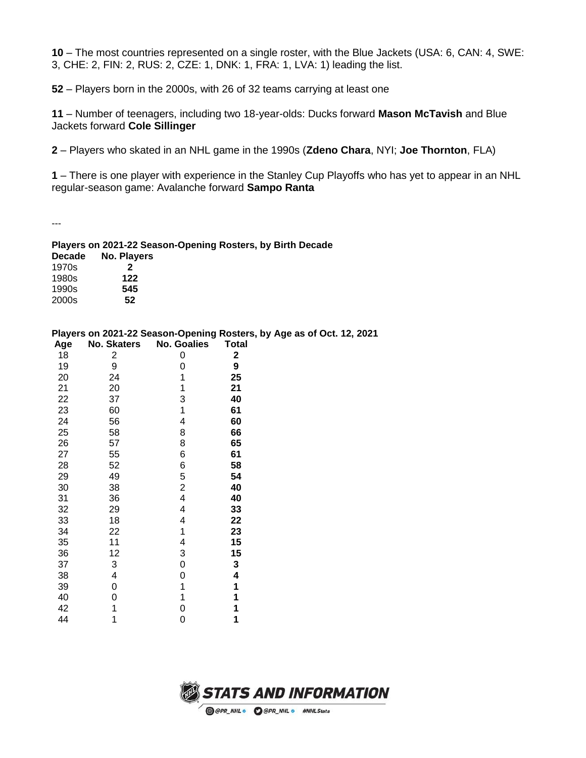**10** – The most countries represented on a single roster, with the Blue Jackets (USA: 6, CAN: 4, SWE: 3, CHE: 2, FIN: 2, RUS: 2, CZE: 1, DNK: 1, FRA: 1, LVA: 1) leading the list.

**52** – Players born in the 2000s, with 26 of 32 teams carrying at least one

**11** – Number of teenagers, including two 18-year-olds: Ducks forward **Mason McTavish** and Blue Jackets forward **Cole Sillinger**

**2** – Players who skated in an NHL game in the 1990s (**Zdeno Chara**, NYI; **Joe Thornton**, FLA)

**1** – There is one player with experience in the Stanley Cup Playoffs who has yet to appear in an NHL regular-season game: Avalanche forward **Sampo Ranta**

---

**Players on 2021-22 Season-Opening Rosters, by Birth Decade**

| Decade | No. Players |
|---|---|
| 1970s | **2** |
| 1980s | **122** |
| 1990s | **545** |
| 2000s | **52** |

**Players on 2021-22 Season-Opening Rosters, by Age as of Oct. 12, 2021**

| Age | No. Skaters | No. Goalies | Total |
|---|---|---|---|
| 18 | 2 | 0 | **2** |
| 19 | 9 | 0 | **9** |
| 20 | 24 | 1 | **25** |
| 21 | 20 | 1 | **21** |
| 22 | 37 | 3 | **40** |
| 23 | 60 | 1 | **61** |
| 24 | 56 | 4 | **60** |
| 25 | 58 | 8 | **66** |
| 26 | 57 | 8 | **65** |
| 27 | 55 | 6 | **61** |
| 28 | 52 | 6 | **58** |
| 29 | 49 | 5 | **54** |
| 30 | 38 | 2 | **40** |
| 31 | 36 | 4 | **40** |
| 32 | 29 | 4 | **33** |
| 33 | 18 | 4 | **22** |
| 34 | 22 | 1 | **23** |
| 35 | 11 | 4 | **15** |
| 36 | 12 | 3 | **15** |
| 37 | 3 | 0 | **3** |
| 38 | 4 | 0 | **4** |
| 39 | 0 | 1 | **1** |
| 40 | 0 | 1 | **1** |
| 42 | 1 | 0 | **1** |
| 44 | 1 | 0 | **1** |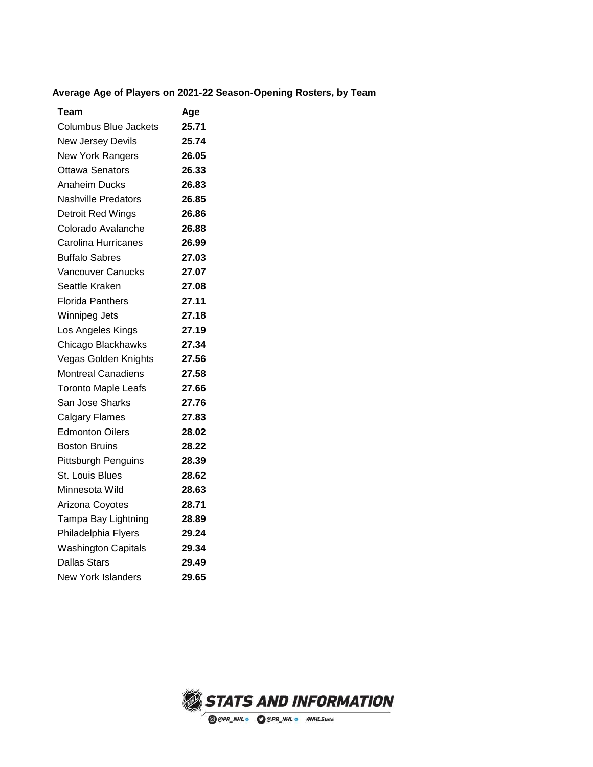**Average Age of Players on 2021-22 Season-Opening Rosters, by Team**

| Team | Age |
|---|---|
| Columbus Blue Jackets | **25.71** |
| New Jersey Devils | **25.74** |
| New York Rangers | **26.05** |
| Ottawa Senators | **26.33** |
| Anaheim Ducks | **26.83** |
| Nashville Predators | **26.85** |
| Detroit Red Wings | **26.86** |
| Colorado Avalanche | **26.88** |
| Carolina Hurricanes | **26.99** |
| Buffalo Sabres | **27.03** |
| Vancouver Canucks | **27.07** |
| Seattle Kraken | **27.08** |
| Florida Panthers | **27.11** |
| Winnipeg Jets | **27.18** |
| Los Angeles Kings | **27.19** |
| Chicago Blackhawks | **27.34** |
| Vegas Golden Knights | **27.56** |
| Montreal Canadiens | **27.58** |
| Toronto Maple Leafs | **27.66** |
| San Jose Sharks | **27.76** |
| Calgary Flames | **27.83** |
| Edmonton Oilers | **28.02** |
| Boston Bruins | **28.22** |
| Pittsburgh Penguins | **28.39** |
| St. Louis Blues | **28.62** |
| Minnesota Wild | **28.63** |
| Arizona Coyotes | **28.71** |
| Tampa Bay Lightning | **28.89** |
| Philadelphia Flyers | **29.24** |
| Washington Capitals | **29.34** |
| Dallas Stars | **29.49** |
| New York Islanders | **29.65** |

STATS AND INFORMATION

@PR_NHL @PR_NHL #NHLStats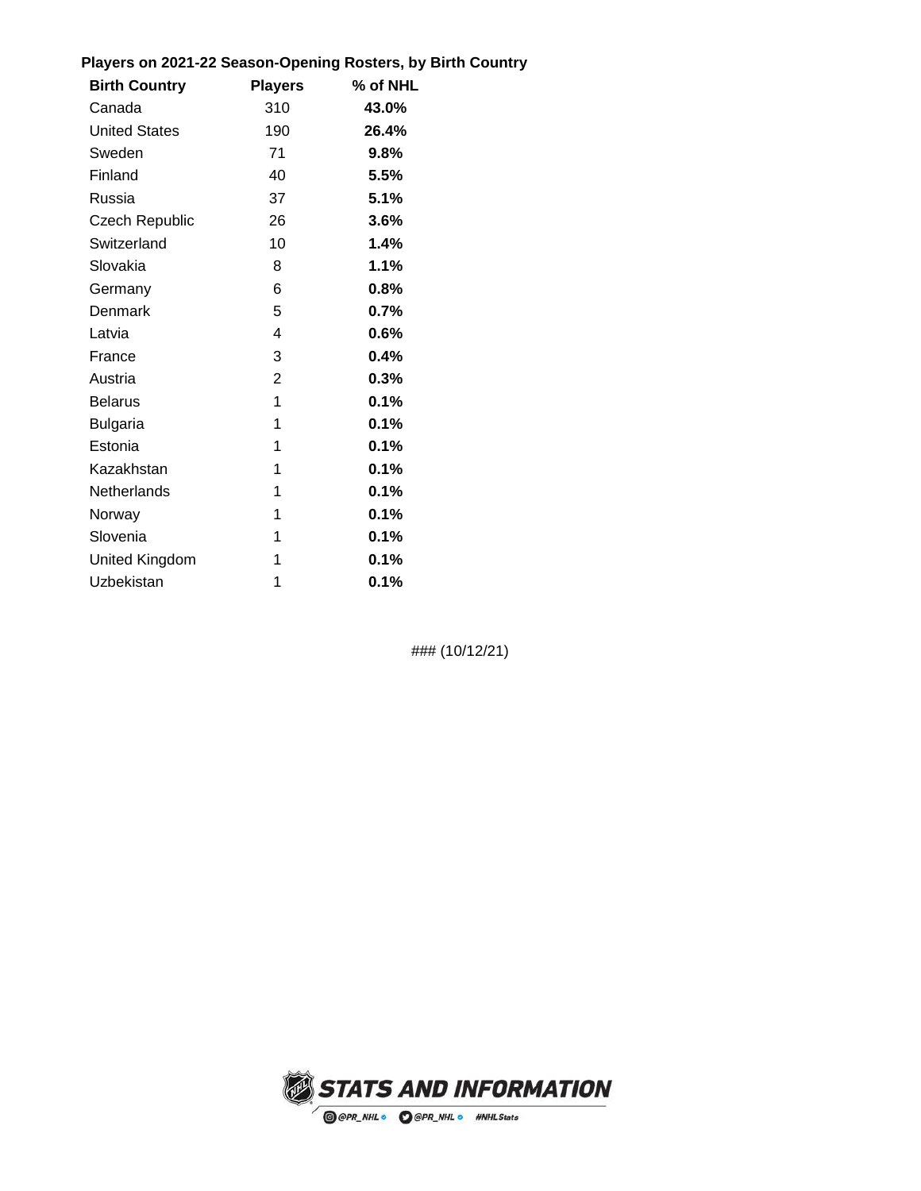**Players on 2021-22 Season-Opening Rosters, by Birth Country**

| Birth Country | Players | % of NHL |
|---|---|---|
| Canada | 310 | **43.0%** |
| United States | 190 | **26.4%** |
| Sweden | 71 | **9.8%** |
| Finland | 40 | **5.5%** |
| Russia | 37 | **5.1%** |
| Czech Republic | 26 | **3.6%** |
| Switzerland | 10 | **1.4%** |
| Slovakia | 8 | **1.1%** |
| Germany | 6 | **0.8%** |
| Denmark | 5 | **0.7%** |
| Latvia | 4 | **0.6%** |
| France | 3 | **0.4%** |
| Austria | 2 | **0.3%** |
| Belarus | 1 | **0.1%** |
| Bulgaria | 1 | **0.1%** |
| Estonia | 1 | **0.1%** |
| Kazakhstan | 1 | **0.1%** |
| Netherlands | 1 | **0.1%** |
| Norway | 1 | **0.1%** |
| Slovenia | 1 | **0.1%** |
| United Kingdom | 1 | **0.1%** |
| Uzbekistan | 1 | **0.1%** |

### (10/12/21)

STATS AND INFORMATION

@PR_NHL @PR_NHL #NHLStats